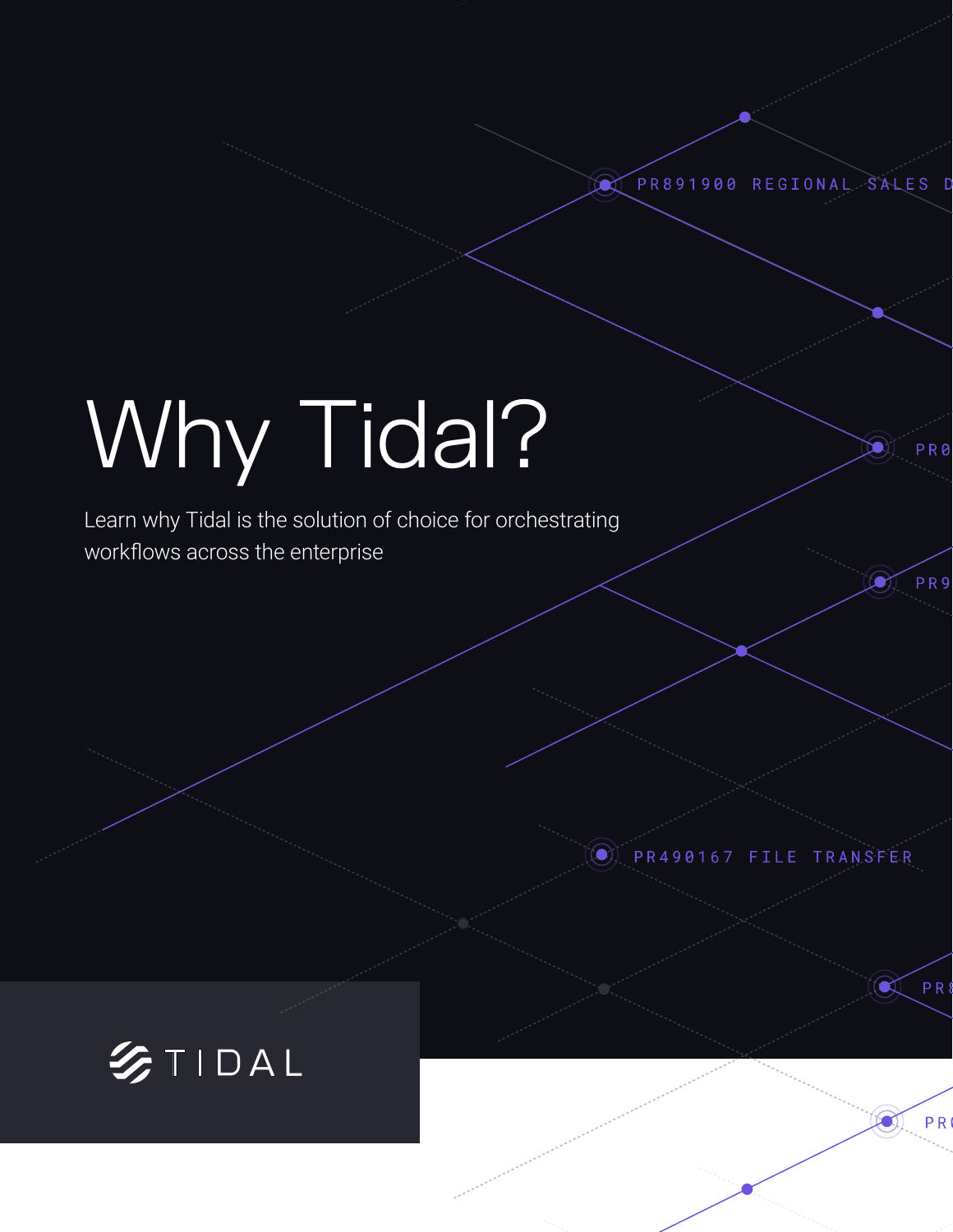# Why Tidal?

Learn why Tidal is the solution of choice for orchestrating workflows across the enterprise

TIDAL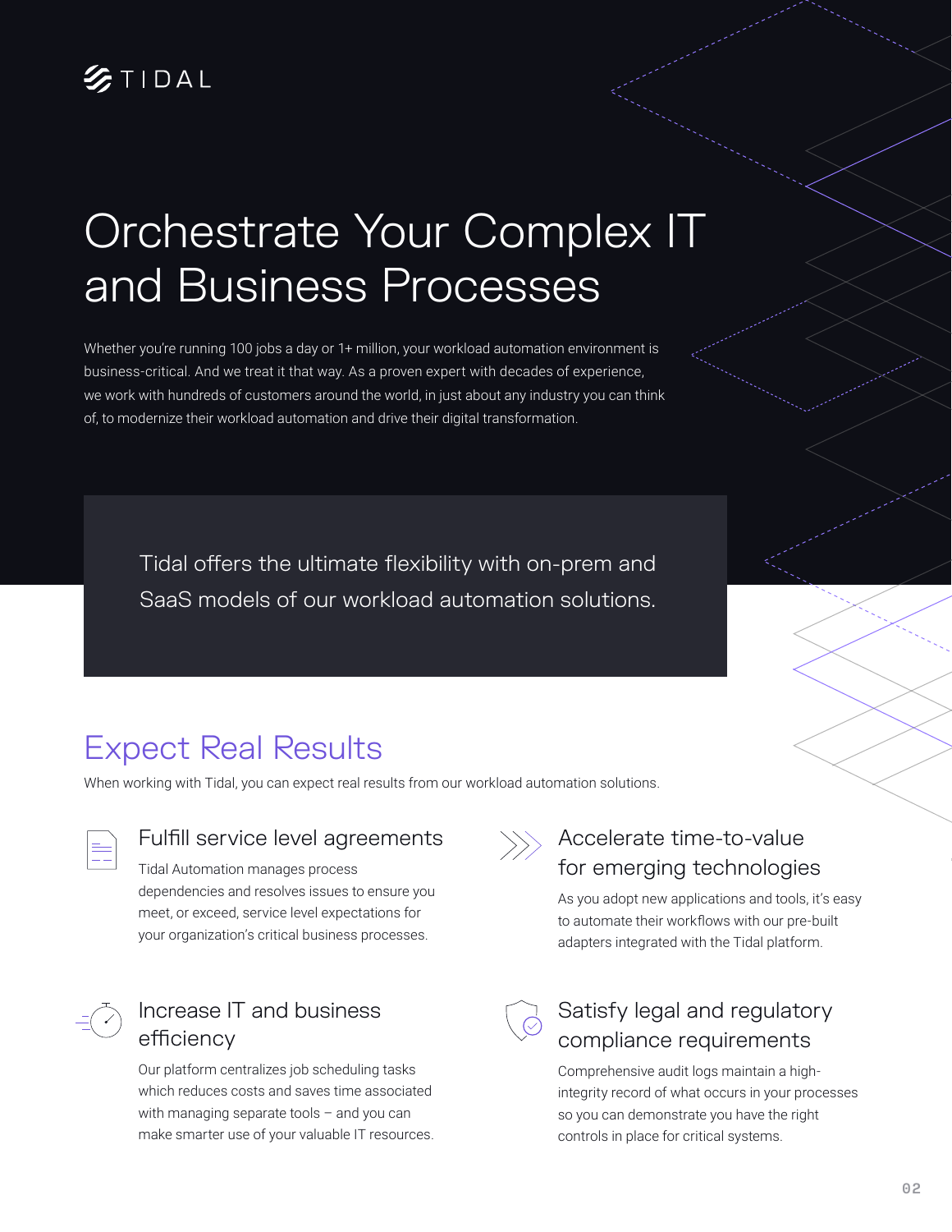TIDAL

# Orchestrate Your Complex IT and Business Processes

Whether you're running 100 jobs a day or 1+ million, your workload automation environment is business-critical. And we treat it that way. As a proven expert with decades of experience, we work with hundreds of customers around the world, in just about any industry you can think of, to modernize their workload automation and drive their digital transformation.

> Tidal offers the ultimate flexibility with on-prem and SaaS models of our workload automation solutions.

## Expect Real Results

When working with Tidal, you can expect real results from our workload automation solutions.

### Fulfill service level agreements

Tidal Automation manages process dependencies and resolves issues to ensure you meet, or exceed, service level expectations for your organization's critical business processes.

### Accelerate time-to-value for emerging technologies

As you adopt new applications and tools, it's easy to automate their workflows with our pre-built adapters integrated with the Tidal platform.

### Increase IT and business efficiency

Our platform centralizes job scheduling tasks which reduces costs and saves time associated with managing separate tools – and you can make smarter use of your valuable IT resources.

### Satisfy legal and regulatory compliance requirements

Comprehensive audit logs maintain a high-integrity record of what occurs in your processes so you can demonstrate you have the right controls in place for critical systems.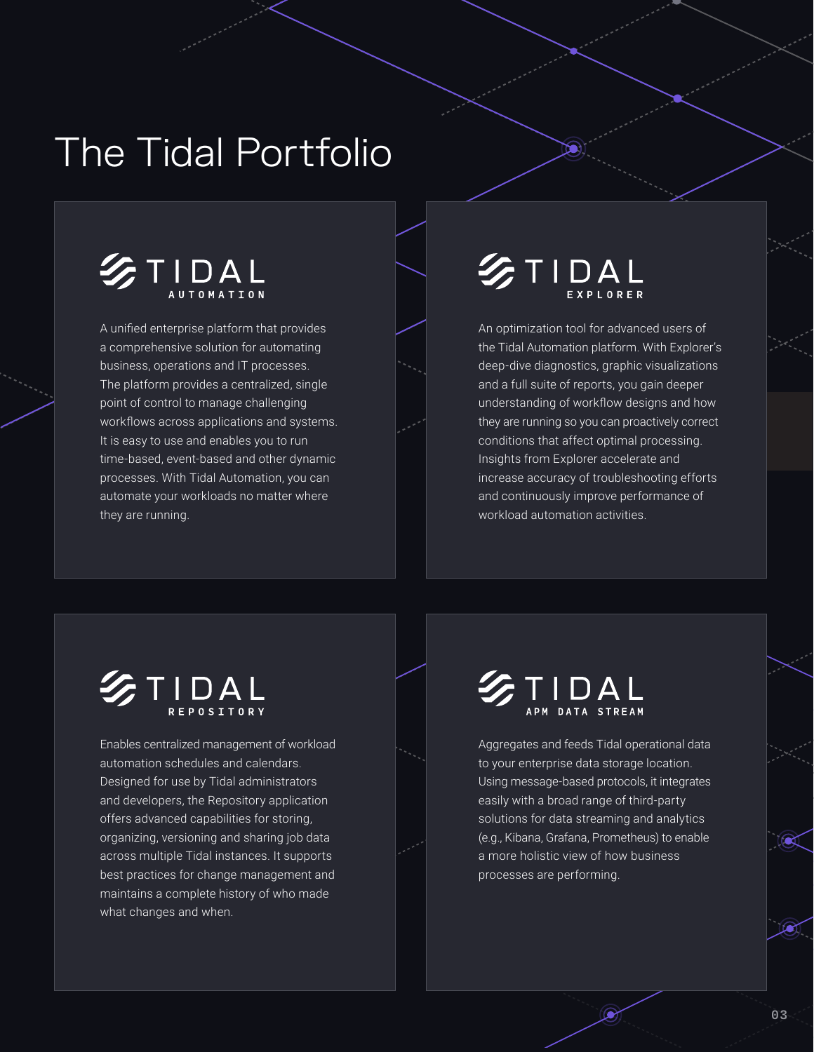# The Tidal Portfolio

## TIDAL AUTOMATION

A unified enterprise platform that provides a comprehensive solution for automating business, operations and IT processes. The platform provides a centralized, single point of control to manage challenging workflows across applications and systems. It is easy to use and enables you to run time-based, event-based and other dynamic processes. With Tidal Automation, you can automate your workloads no matter where they are running.

## TIDAL EXPLORER

An optimization tool for advanced users of the Tidal Automation platform. With Explorer's deep-dive diagnostics, graphic visualizations and a full suite of reports, you gain deeper understanding of workflow designs and how they are running so you can proactively correct conditions that affect optimal processing. Insights from Explorer accelerate and increase accuracy of troubleshooting efforts and continuously improve performance of workload automation activities.

## TIDAL REPOSITORY

Enables centralized management of workload automation schedules and calendars. Designed for use by Tidal administrators and developers, the Repository application offers advanced capabilities for storing, organizing, versioning and sharing job data across multiple Tidal instances. It supports best practices for change management and maintains a complete history of who made what changes and when.

## TIDAL APM DATA STREAM

Aggregates and feeds Tidal operational data to your enterprise data storage location. Using message-based protocols, it integrates easily with a broad range of third-party solutions for data streaming and analytics (e.g., Kibana, Grafana, Prometheus) to enable a more holistic view of how business processes are performing.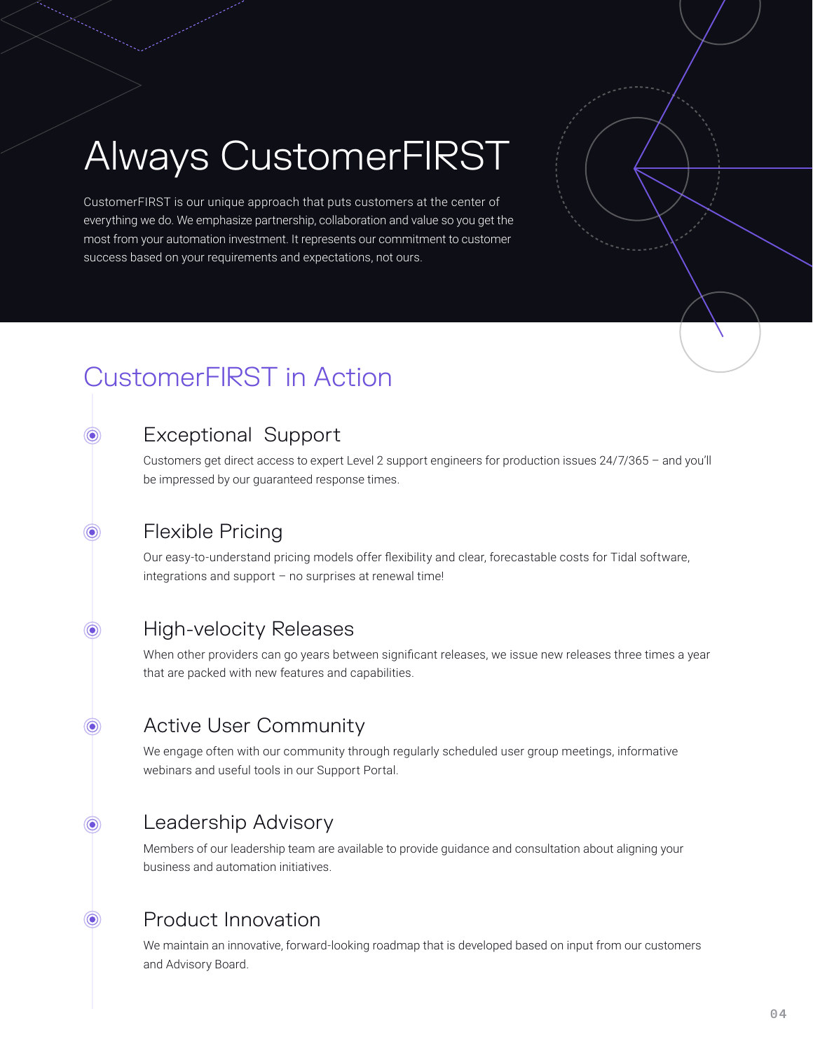# Always CustomerFIRST

CustomerFIRST is our unique approach that puts customers at the center of everything we do. We emphasize partnership, collaboration and value so you get the most from your automation investment. It represents our commitment to customer success based on your requirements and expectations, not ours.

## CustomerFIRST in Action

### Exceptional Support

Customers get direct access to expert Level 2 support engineers for production issues 24/7/365 – and you'll be impressed by our guaranteed response times.

### Flexible Pricing

Our easy-to-understand pricing models offer flexibility and clear, forecastable costs for Tidal software, integrations and support – no surprises at renewal time!

### High-velocity Releases

When other providers can go years between significant releases, we issue new releases three times a year that are packed with new features and capabilities.

### Active User Community

We engage often with our community through regularly scheduled user group meetings, informative webinars and useful tools in our Support Portal.

### Leadership Advisory

Members of our leadership team are available to provide guidance and consultation about aligning your business and automation initiatives.

### Product Innovation

We maintain an innovative, forward-looking roadmap that is developed based on input from our customers and Advisory Board.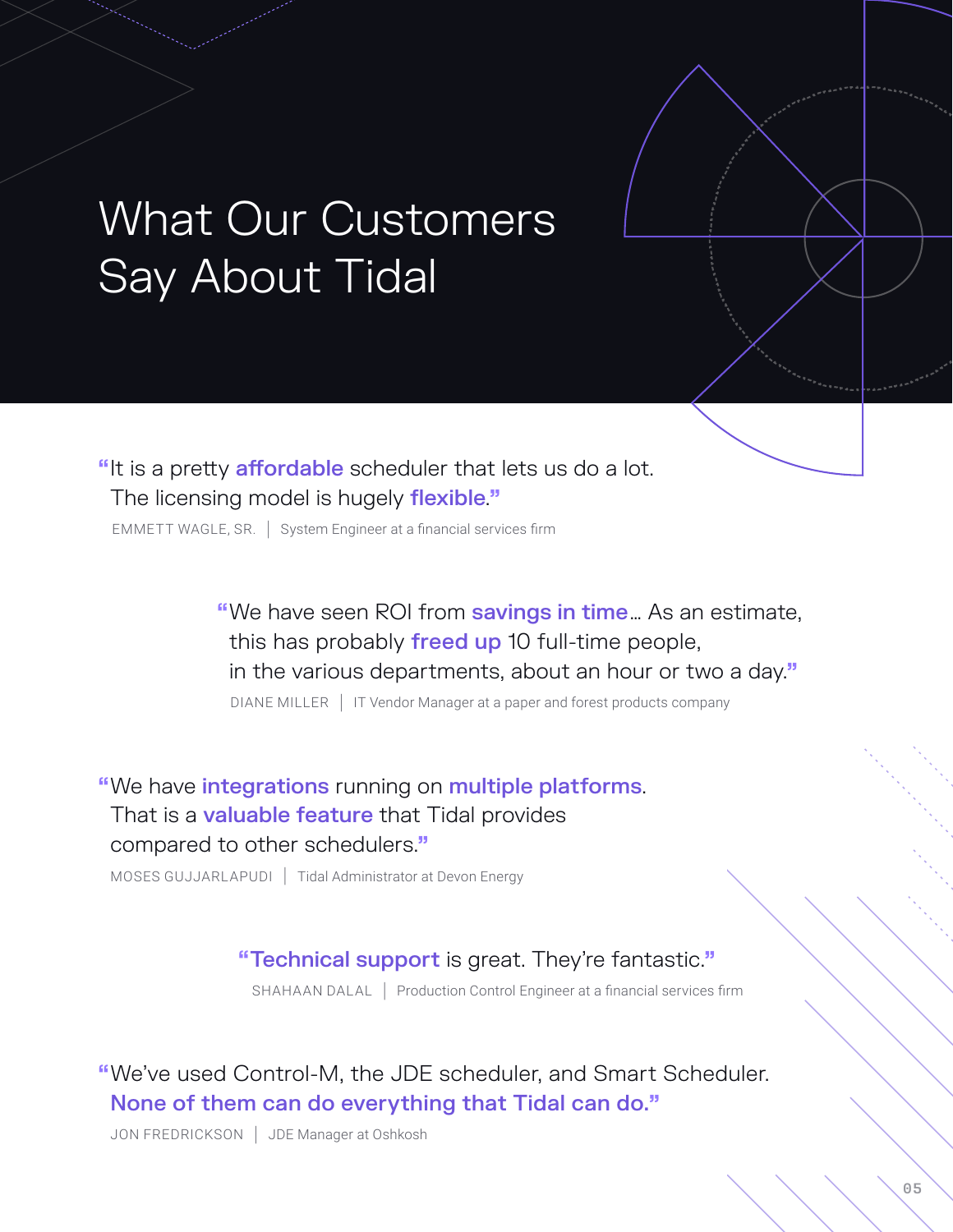# What Our Customers Say About Tidal

"It is a pretty **affordable** scheduler that lets us do a lot. The licensing model is hugely **flexible**."

EMMETT WAGLE, SR. | System Engineer at a financial services firm

"We have seen ROI from **savings in time**… As an estimate, this has probably **freed up** 10 full-time people, in the various departments, about an hour or two a day."

DIANE MILLER | IT Vendor Manager at a paper and forest products company

"We have **integrations** running on **multiple platforms**. That is a **valuable feature** that Tidal provides compared to other schedulers."

MOSES GUJJARLAPUDI | Tidal Administrator at Devon Energy

"**Technical support** is great. They're fantastic."

SHAHAAN DALAL | Production Control Engineer at a financial services firm

"We've used Control-M, the JDE scheduler, and Smart Scheduler. **None of them can do everything that Tidal can do.**"

JON FREDRICKSON | JDE Manager at Oshkosh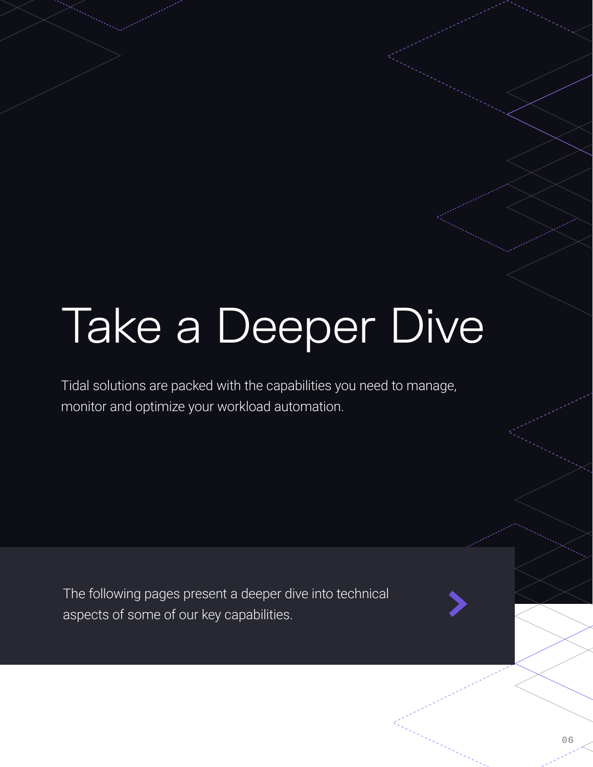# Take a Deeper Dive

Tidal solutions are packed with the capabilities you need to manage, monitor and optimize your workload automation.

The following pages present a deeper dive into technical aspects of some of our key capabilities.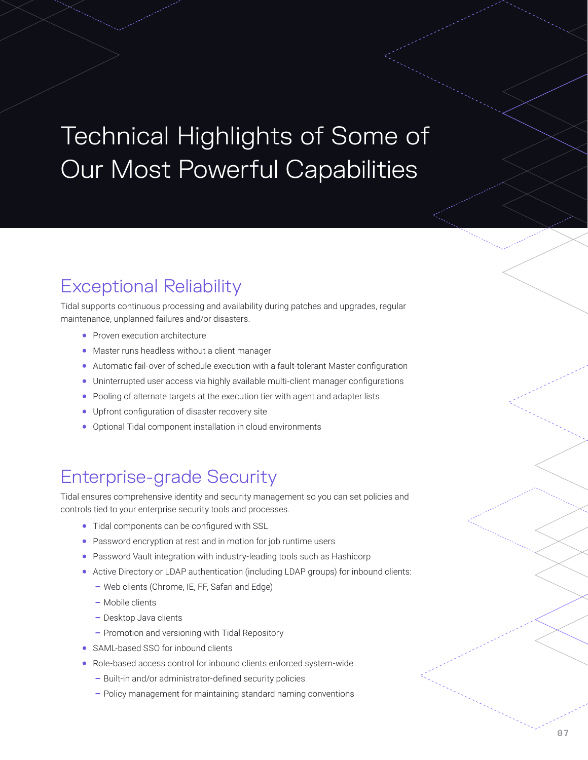# Technical Highlights of Some of Our Most Powerful Capabilities

## Exceptional Reliability

Tidal supports continuous processing and availability during patches and upgrades, regular maintenance, unplanned failures and/or disasters.

- Proven execution architecture
- Master runs headless without a client manager
- Automatic fail-over of schedule execution with a fault-tolerant Master configuration
- Uninterrupted user access via highly available multi-client manager configurations
- Pooling of alternate targets at the execution tier with agent and adapter lists
- Upfront configuration of disaster recovery site
- Optional Tidal component installation in cloud environments

## Enterprise-grade Security

Tidal ensures comprehensive identity and security management so you can set policies and controls tied to your enterprise security tools and processes.

- Tidal components can be configured with SSL
- Password encryption at rest and in motion for job runtime users
- Password Vault integration with industry-leading tools such as Hashicorp
- Active Directory or LDAP authentication (including LDAP groups) for inbound clients:
  - Web clients (Chrome, IE, FF, Safari and Edge)
  - Mobile clients
  - Desktop Java clients
  - Promotion and versioning with Tidal Repository
- SAML-based SSO for inbound clients
- Role-based access control for inbound clients enforced system-wide
  - Built-in and/or administrator-defined security policies
  - Policy management for maintaining standard naming conventions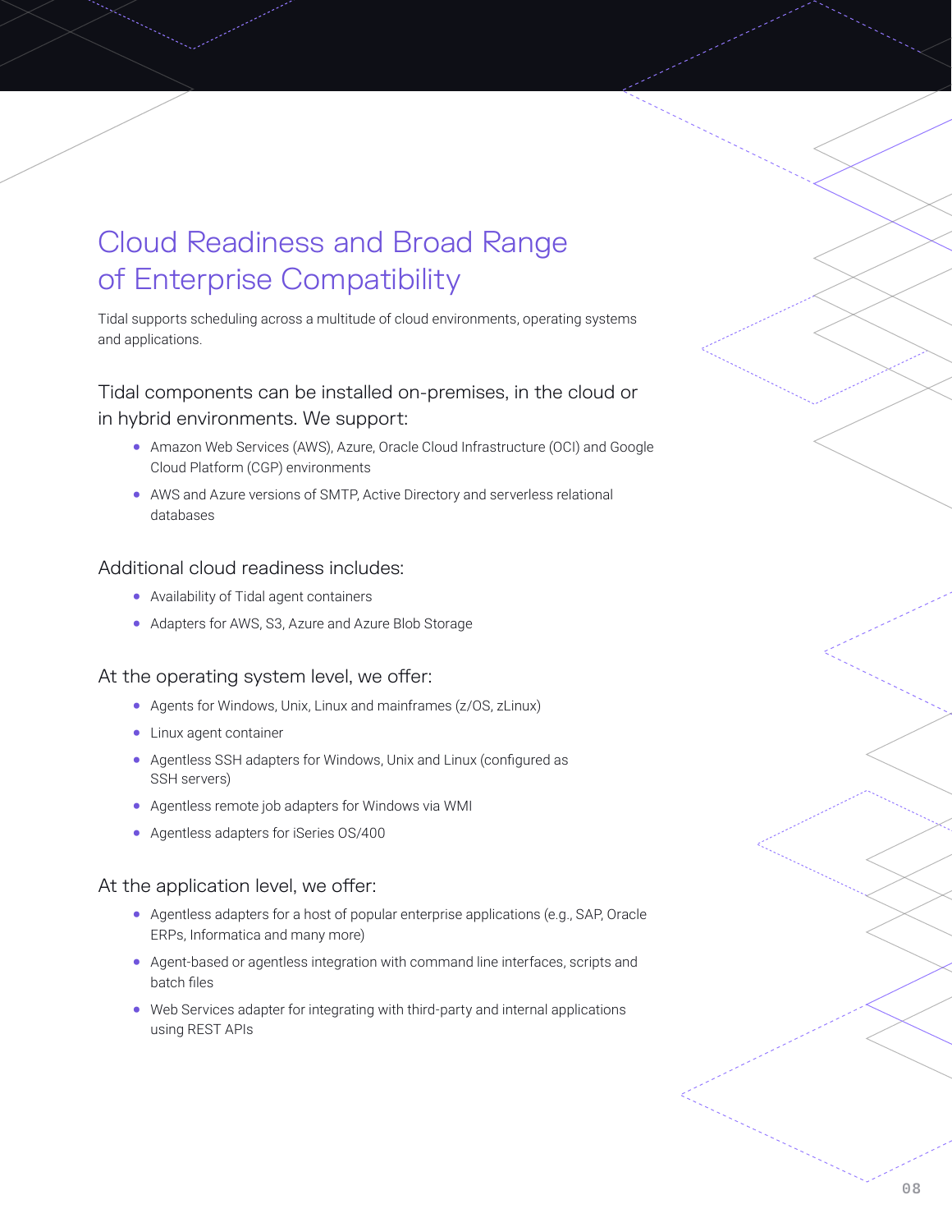# Cloud Readiness and Broad Range of Enterprise Compatibility

Tidal supports scheduling across a multitude of cloud environments, operating systems and applications.

### Tidal components can be installed on-premises, in the cloud or in hybrid environments. We support:

- Amazon Web Services (AWS), Azure, Oracle Cloud Infrastructure (OCI) and Google Cloud Platform (CGP) environments
- AWS and Azure versions of SMTP, Active Directory and serverless relational databases

### Additional cloud readiness includes:

- Availability of Tidal agent containers
- Adapters for AWS, S3, Azure and Azure Blob Storage

### At the operating system level, we offer:

- Agents for Windows, Unix, Linux and mainframes (z/OS, zLinux)
- Linux agent container
- Agentless SSH adapters for Windows, Unix and Linux (configured as SSH servers)
- Agentless remote job adapters for Windows via WMI
- Agentless adapters for iSeries OS/400

### At the application level, we offer:

- Agentless adapters for a host of popular enterprise applications (e.g., SAP, Oracle ERPs, Informatica and many more)
- Agent-based or agentless integration with command line interfaces, scripts and batch files
- Web Services adapter for integrating with third-party and internal applications using REST APIs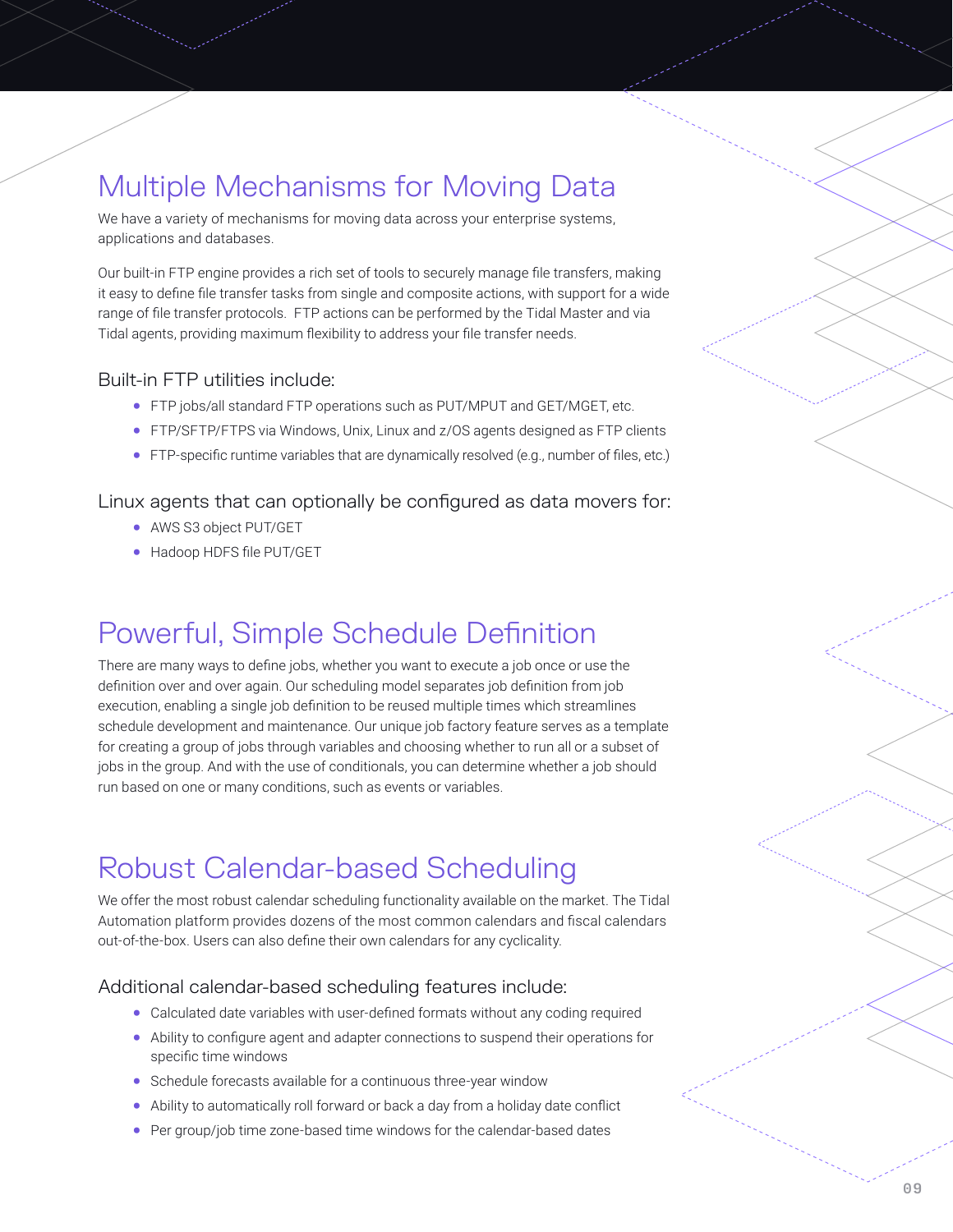## Multiple Mechanisms for Moving Data

We have a variety of mechanisms for moving data across your enterprise systems, applications and databases.

Our built-in FTP engine provides a rich set of tools to securely manage file transfers, making it easy to define file transfer tasks from single and composite actions, with support for a wide range of file transfer protocols. FTP actions can be performed by the Tidal Master and via Tidal agents, providing maximum flexibility to address your file transfer needs.

### Built-in FTP utilities include:

- FTP jobs/all standard FTP operations such as PUT/MPUT and GET/MGET, etc.
- FTP/SFTP/FTPS via Windows, Unix, Linux and z/OS agents designed as FTP clients
- FTP-specific runtime variables that are dynamically resolved (e.g., number of files, etc.)

### Linux agents that can optionally be configured as data movers for:

- AWS S3 object PUT/GET
- Hadoop HDFS file PUT/GET

## Powerful, Simple Schedule Definition

There are many ways to define jobs, whether you want to execute a job once or use the definition over and over again. Our scheduling model separates job definition from job execution, enabling a single job definition to be reused multiple times which streamlines schedule development and maintenance. Our unique job factory feature serves as a template for creating a group of jobs through variables and choosing whether to run all or a subset of jobs in the group. And with the use of conditionals, you can determine whether a job should run based on one or many conditions, such as events or variables.

## Robust Calendar-based Scheduling

We offer the most robust calendar scheduling functionality available on the market. The Tidal Automation platform provides dozens of the most common calendars and fiscal calendars out-of-the-box. Users can also define their own calendars for any cyclicality.

### Additional calendar-based scheduling features include:

- Calculated date variables with user-defined formats without any coding required
- Ability to configure agent and adapter connections to suspend their operations for specific time windows
- Schedule forecasts available for a continuous three-year window
- Ability to automatically roll forward or back a day from a holiday date conflict
- Per group/job time zone-based time windows for the calendar-based dates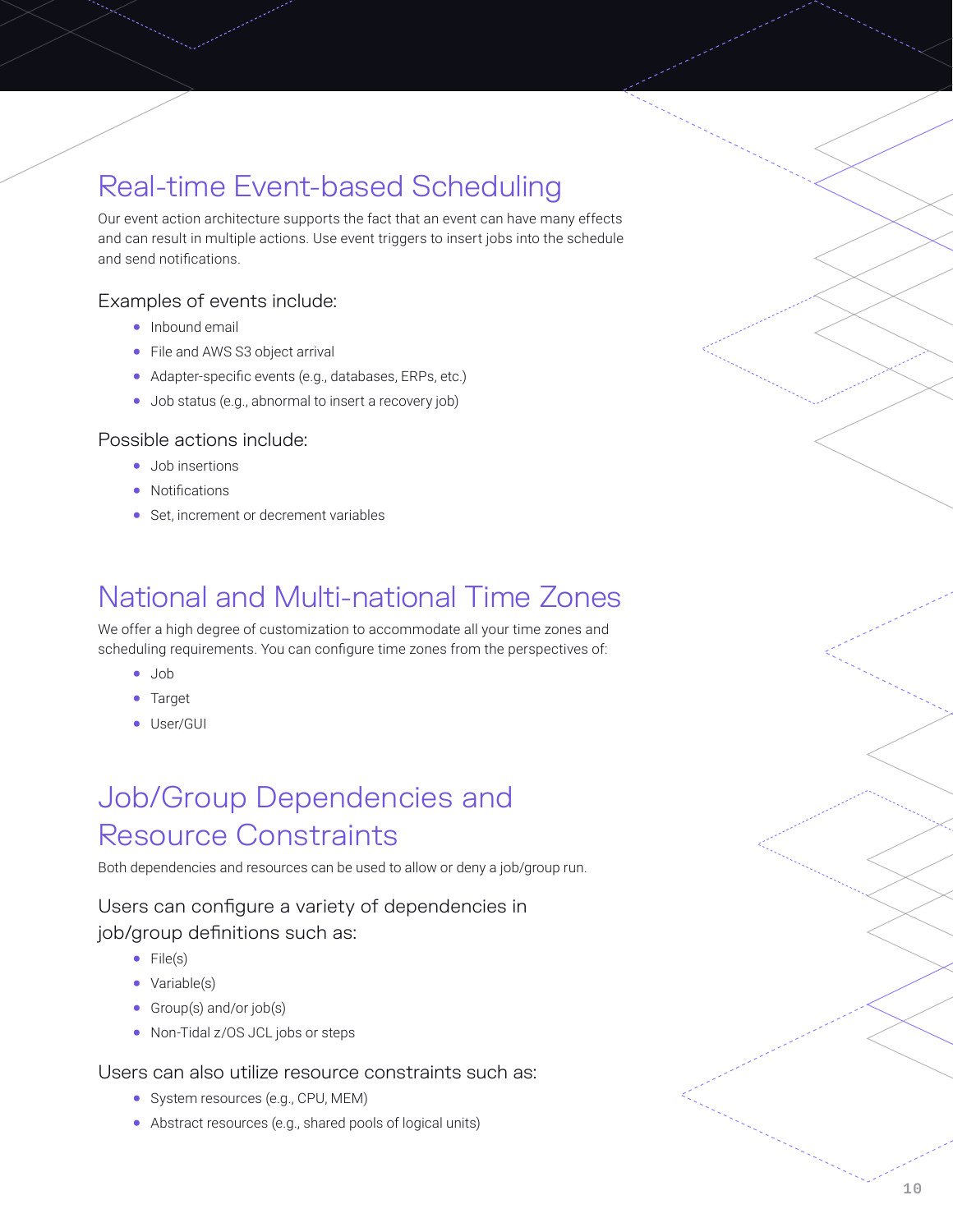## Real-time Event-based Scheduling

Our event action architecture supports the fact that an event can have many effects and can result in multiple actions. Use event triggers to insert jobs into the schedule and send notifications.

### Examples of events include:

- Inbound email
- File and AWS S3 object arrival
- Adapter-specific events (e.g., databases, ERPs, etc.)
- Job status (e.g., abnormal to insert a recovery job)

### Possible actions include:

- Job insertions
- Notifications
- Set, increment or decrement variables

## National and Multi-national Time Zones

We offer a high degree of customization to accommodate all your time zones and scheduling requirements. You can configure time zones from the perspectives of:

- Job
- Target
- User/GUI

## Job/Group Dependencies and Resource Constraints

Both dependencies and resources can be used to allow or deny a job/group run.

### Users can configure a variety of dependencies in job/group definitions such as:

- File(s)
- Variable(s)
- Group(s) and/or job(s)
- Non-Tidal z/OS JCL jobs or steps

### Users can also utilize resource constraints such as:

- System resources (e.g., CPU, MEM)
- Abstract resources (e.g., shared pools of logical units)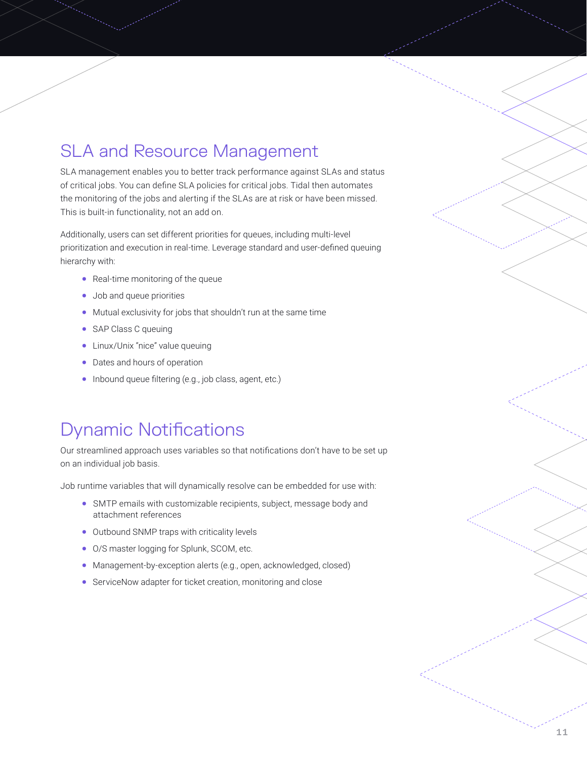## SLA and Resource Management

SLA management enables you to better track performance against SLAs and status of critical jobs. You can define SLA policies for critical jobs. Tidal then automates the monitoring of the jobs and alerting if the SLAs are at risk or have been missed. This is built-in functionality, not an add on.

Additionally, users can set different priorities for queues, including multi-level prioritization and execution in real-time. Leverage standard and user-defined queuing hierarchy with:

- Real-time monitoring of the queue
- Job and queue priorities
- Mutual exclusivity for jobs that shouldn't run at the same time
- SAP Class C queuing
- Linux/Unix "nice" value queuing
- Dates and hours of operation
- Inbound queue filtering (e.g., job class, agent, etc.)

## Dynamic Notifications

Our streamlined approach uses variables so that notifications don't have to be set up on an individual job basis.

Job runtime variables that will dynamically resolve can be embedded for use with:

- SMTP emails with customizable recipients, subject, message body and attachment references
- Outbound SNMP traps with criticality levels
- O/S master logging for Splunk, SCOM, etc.
- Management-by-exception alerts (e.g., open, acknowledged, closed)
- ServiceNow adapter for ticket creation, monitoring and close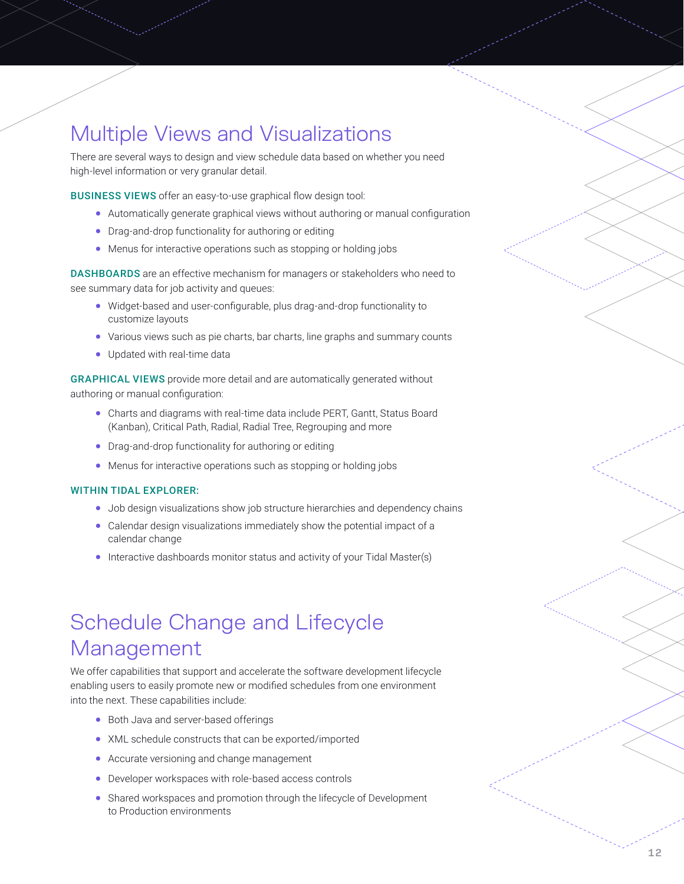## Multiple Views and Visualizations

There are several ways to design and view schedule data based on whether you need high-level information or very granular detail.

**BUSINESS VIEWS** offer an easy-to-use graphical flow design tool:

- Automatically generate graphical views without authoring or manual configuration
- Drag-and-drop functionality for authoring or editing
- Menus for interactive operations such as stopping or holding jobs

**DASHBOARDS** are an effective mechanism for managers or stakeholders who need to see summary data for job activity and queues:

- Widget-based and user-configurable, plus drag-and-drop functionality to customize layouts
- Various views such as pie charts, bar charts, line graphs and summary counts
- Updated with real-time data

**GRAPHICAL VIEWS** provide more detail and are automatically generated without authoring or manual configuration:

- Charts and diagrams with real-time data include PERT, Gantt, Status Board (Kanban), Critical Path, Radial, Radial Tree, Regrouping and more
- Drag-and-drop functionality for authoring or editing
- Menus for interactive operations such as stopping or holding jobs

**WITHIN TIDAL EXPLORER:**

- Job design visualizations show job structure hierarchies and dependency chains
- Calendar design visualizations immediately show the potential impact of a calendar change
- Interactive dashboards monitor status and activity of your Tidal Master(s)

## Schedule Change and Lifecycle Management

We offer capabilities that support and accelerate the software development lifecycle enabling users to easily promote new or modified schedules from one environment into the next. These capabilities include:

- Both Java and server-based offerings
- XML schedule constructs that can be exported/imported
- Accurate versioning and change management
- Developer workspaces with role-based access controls
- Shared workspaces and promotion through the lifecycle of Development to Production environments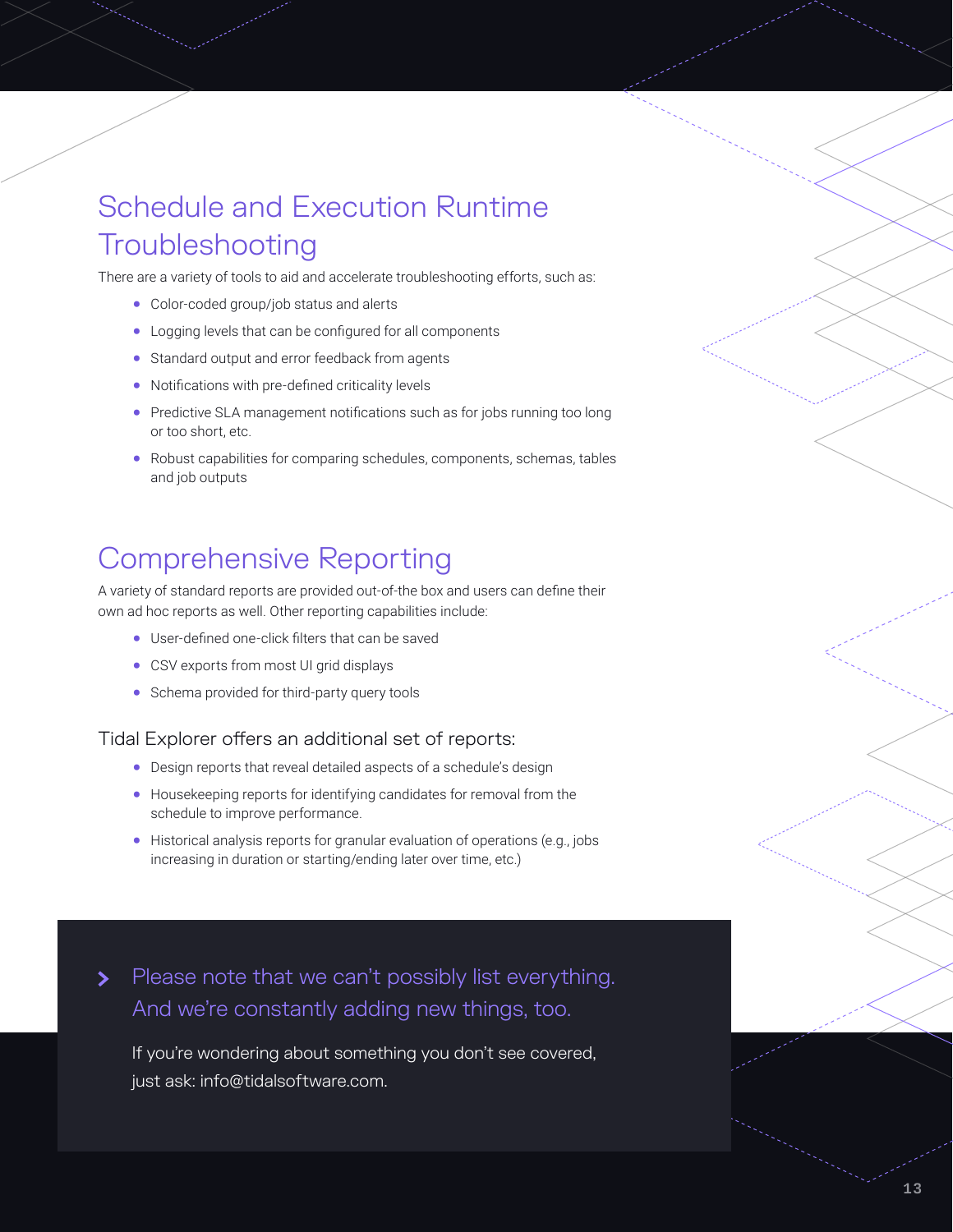## Schedule and Execution Runtime Troubleshooting

There are a variety of tools to aid and accelerate troubleshooting efforts, such as:

- Color-coded group/job status and alerts
- Logging levels that can be configured for all components
- Standard output and error feedback from agents
- Notifications with pre-defined criticality levels
- Predictive SLA management notifications such as for jobs running too long or too short, etc.
- Robust capabilities for comparing schedules, components, schemas, tables and job outputs

## Comprehensive Reporting

A variety of standard reports are provided out-of-the box and users can define their own ad hoc reports as well. Other reporting capabilities include:

- User-defined one-click filters that can be saved
- CSV exports from most UI grid displays
- Schema provided for third-party query tools

### Tidal Explorer offers an additional set of reports:

- Design reports that reveal detailed aspects of a schedule's design
- Housekeeping reports for identifying candidates for removal from the schedule to improve performance.
- Historical analysis reports for granular evaluation of operations (e.g., jobs increasing in duration or starting/ending later over time, etc.)

> Please note that we can't possibly list everything. And we're constantly adding new things, too.

If you're wondering about something you don't see covered, just ask: info@tidalsoftware.com.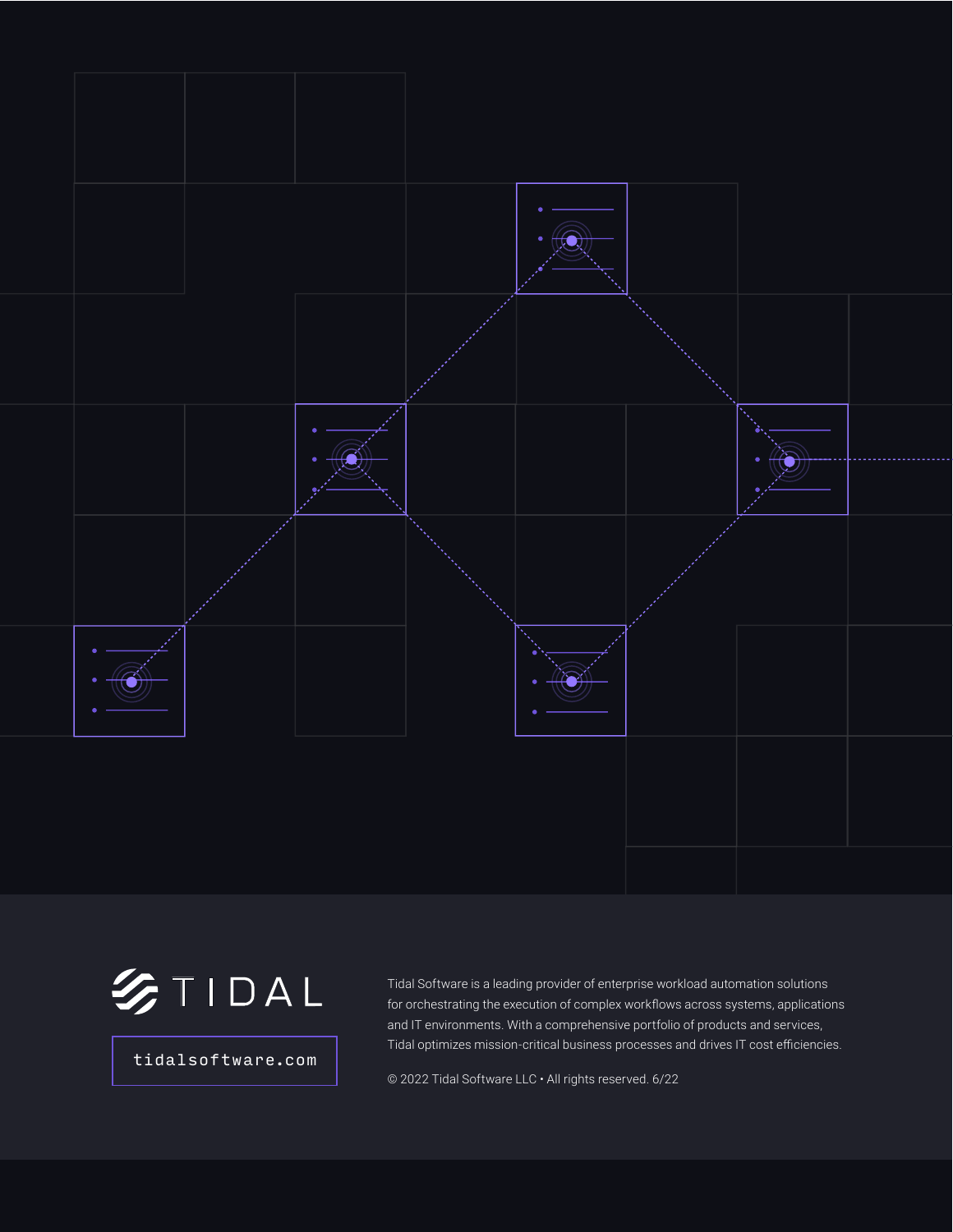TIDAL

tidalsoftware.com

Tidal Software is a leading provider of enterprise workload automation solutions for orchestrating the execution of complex workflows across systems, applications and IT environments. With a comprehensive portfolio of products and services, Tidal optimizes mission-critical business processes and drives IT cost efficiencies.

© 2022 Tidal Software LLC • All rights reserved. 6/22